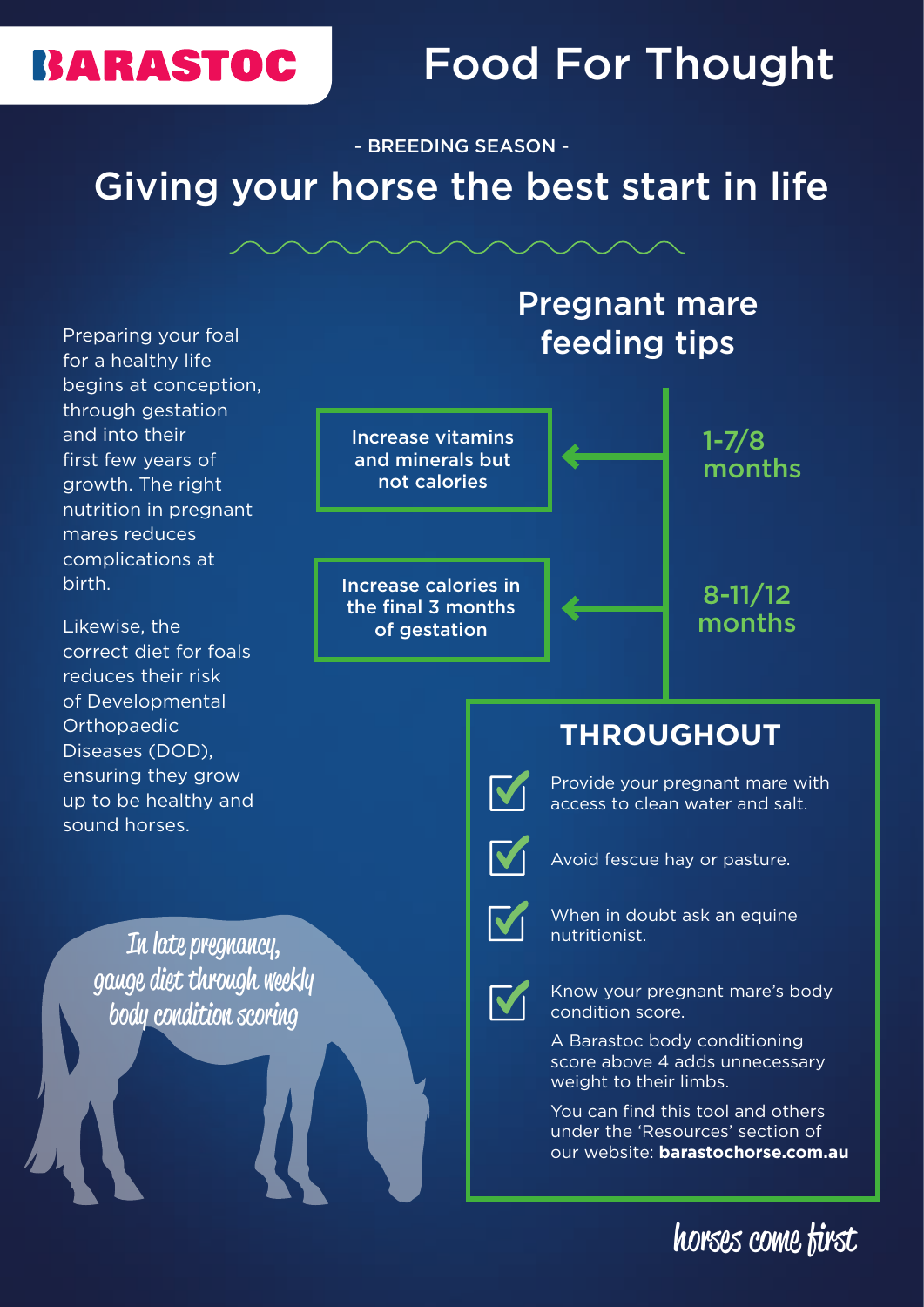BARASTOC

# Food For Thought

- BREEDING SEASON -

## Giving your horse the best start in life

Preparing your foal for a healthy life begins at conception, through gestation and into their first few years of growth. The right nutrition in pregnant mares reduces complications at birth.

Likewise, the correct diet for foals reduces their risk of Developmental Orthopaedic Diseases (DOD), ensuring they grow up to be healthy and sound horses.

*In late pregnancy, gauge diet through weekly body condition scoring*

## Pregnant mare feeding tips

**1-7/8 months**: Increase vitamins and minerals but not calories

**8-11/12 months**: Increase calories in the final 3 months of gestation

### THROUGHOUT

- ☑ Provide your pregnant mare with access to clean water and salt.
- ☑ Avoid fescue hay or pasture.
- ☑ When in doubt ask an equine nutritionist.
- ☑ Know your pregnant mare's body condition score.

  A Barastoc body conditioning score above 4 adds unnecessary weight to their limbs.

  You can find this tool and others under the 'Resources' section of our website: **barastochorse.com.au**

*horses come first*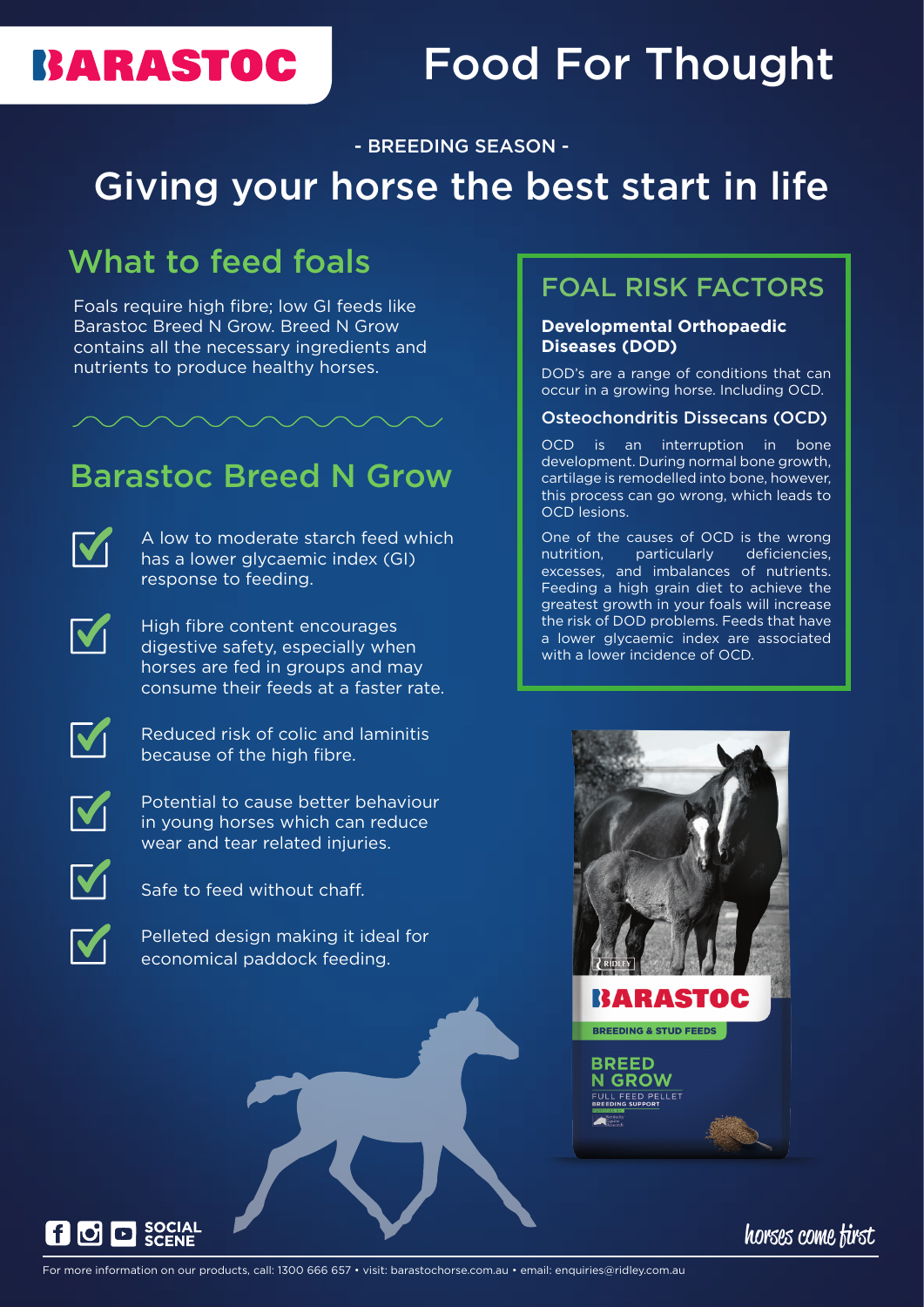BARASTOC

# Food For Thought

- BREEDING SEASON -

## Giving your horse the best start in life

## What to feed foals

Foals require high fibre; low GI feeds like Barastoc Breed N Grow. Breed N Grow contains all the necessary ingredients and nutrients to produce healthy horses.

## Barastoc Breed N Grow

- A low to moderate starch feed which has a lower glycaemic index (GI) response to feeding.
- High fibre content encourages digestive safety, especially when horses are fed in groups and may consume their feeds at a faster rate.
- Reduced risk of colic and laminitis because of the high fibre.
- Potential to cause better behaviour in young horses which can reduce wear and tear related injuries.
- Safe to feed without chaff.
- Pelleted design making it ideal for economical paddock feeding.

## FOAL RISK FACTORS

**Developmental Orthopaedic Diseases (DOD)**

DOD's are a range of conditions that can occur in a growing horse. Including OCD.

### Osteochondritis Dissecans (OCD)

OCD is an interruption in bone development. During normal bone growth, cartilage is remodelled into bone, however, this process can go wrong, which leads to OCD lesions.

One of the causes of OCD is the wrong nutrition, particularly deficiencies, excesses, and imbalances of nutrients. Feeding a high grain diet to achieve the greatest growth in your foals will increase the risk of DOD problems. Feeds that have a lower glycaemic index are associated with a lower incidence of OCD.

SOCIAL SCENE

horses come first

For more information on our products, call: 1300 666 657 • visit: barastochorse.com.au • email: enquiries@ridley.com.au